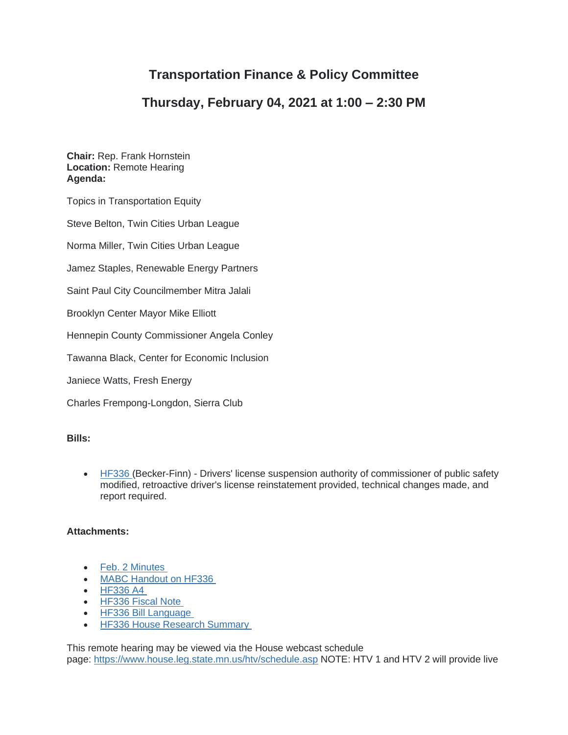# Transportation Finance & Policy Committee

## Thursday, February 04, 2021 at 1:00 – 2:30 PM

**Chair:** Rep. Frank Hornstein
**Location:** Remote Hearing
**Agenda:**

Topics in Transportation Equity

Steve Belton, Twin Cities Urban League

Norma Miller, Twin Cities Urban League

Jamez Staples, Renewable Energy Partners

Saint Paul City Councilmember Mitra Jalali

Brooklyn Center Mayor Mike Elliott

Hennepin County Commissioner Angela Conley

Tawanna Black, Center for Economic Inclusion

Janiece Watts, Fresh Energy

Charles Frempong-Longdon, Sierra Club

**Bills:**

- HF336 (Becker-Finn) - Drivers' license suspension authority of commissioner of public safety modified, retroactive driver's license reinstatement provided, technical changes made, and report required.

**Attachments:**

- Feb. 2 Minutes
- MABC Handout on HF336
- HF336 A4
- HF336 Fiscal Note
- HF336 Bill Language
- HF336 House Research Summary

This remote hearing may be viewed via the House webcast schedule page: https://www.house.leg.state.mn.us/htv/schedule.asp NOTE: HTV 1 and HTV 2 will provide live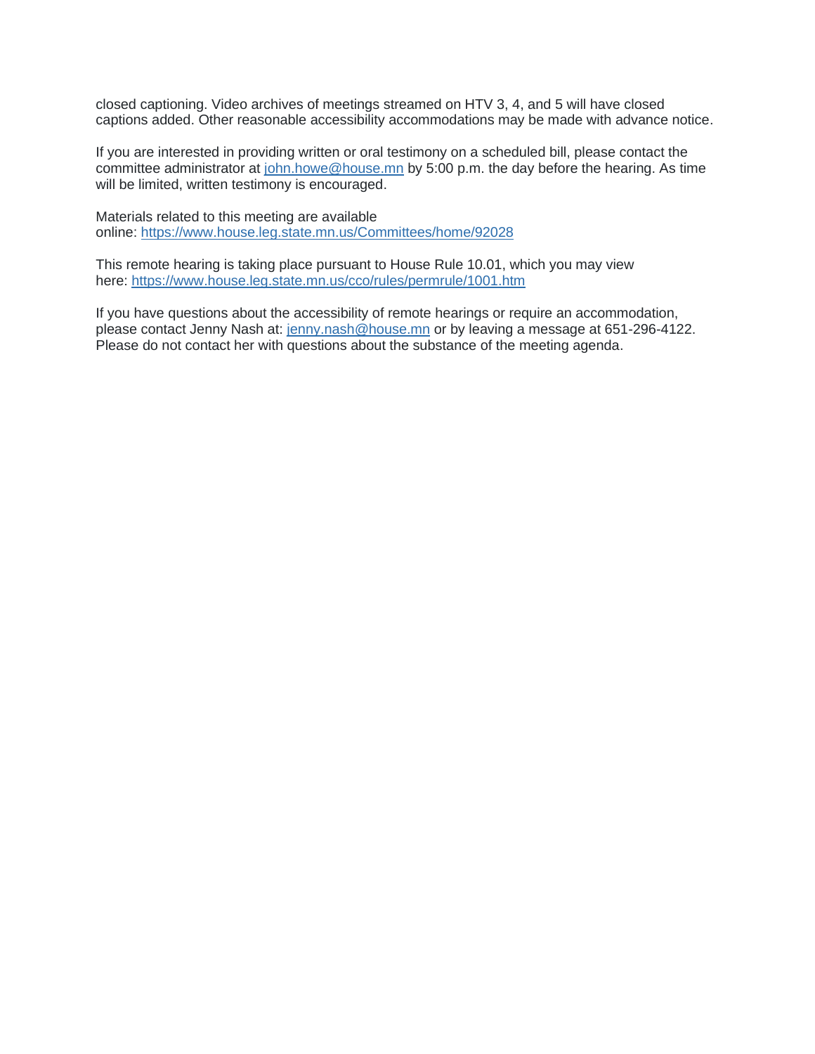closed captioning. Video archives of meetings streamed on HTV 3, 4, and 5 will have closed captions added. Other reasonable accessibility accommodations may be made with advance notice.

If you are interested in providing written or oral testimony on a scheduled bill, please contact the committee administrator at [john.howe@house.mn](mailto:john.howe@house.mn) by 5:00 p.m. the day before the hearing. As time will be limited, written testimony is encouraged.

Materials related to this meeting are available online: [https://www.house.leg.state.mn.us/Committees/home/92028](https://www.house.leg.state.mn.us/Committees/home/92028)

This remote hearing is taking place pursuant to House Rule 10.01, which you may view here: [https://www.house.leg.state.mn.us/cco/rules/permrule/1001.htm](https://www.house.leg.state.mn.us/cco/rules/permrule/1001.htm)

If you have questions about the accessibility of remote hearings or require an accommodation, please contact Jenny Nash at: [jenny.nash@house.mn](mailto:jenny.nash@house.mn) or by leaving a message at 651-296-4122. Please do not contact her with questions about the substance of the meeting agenda.